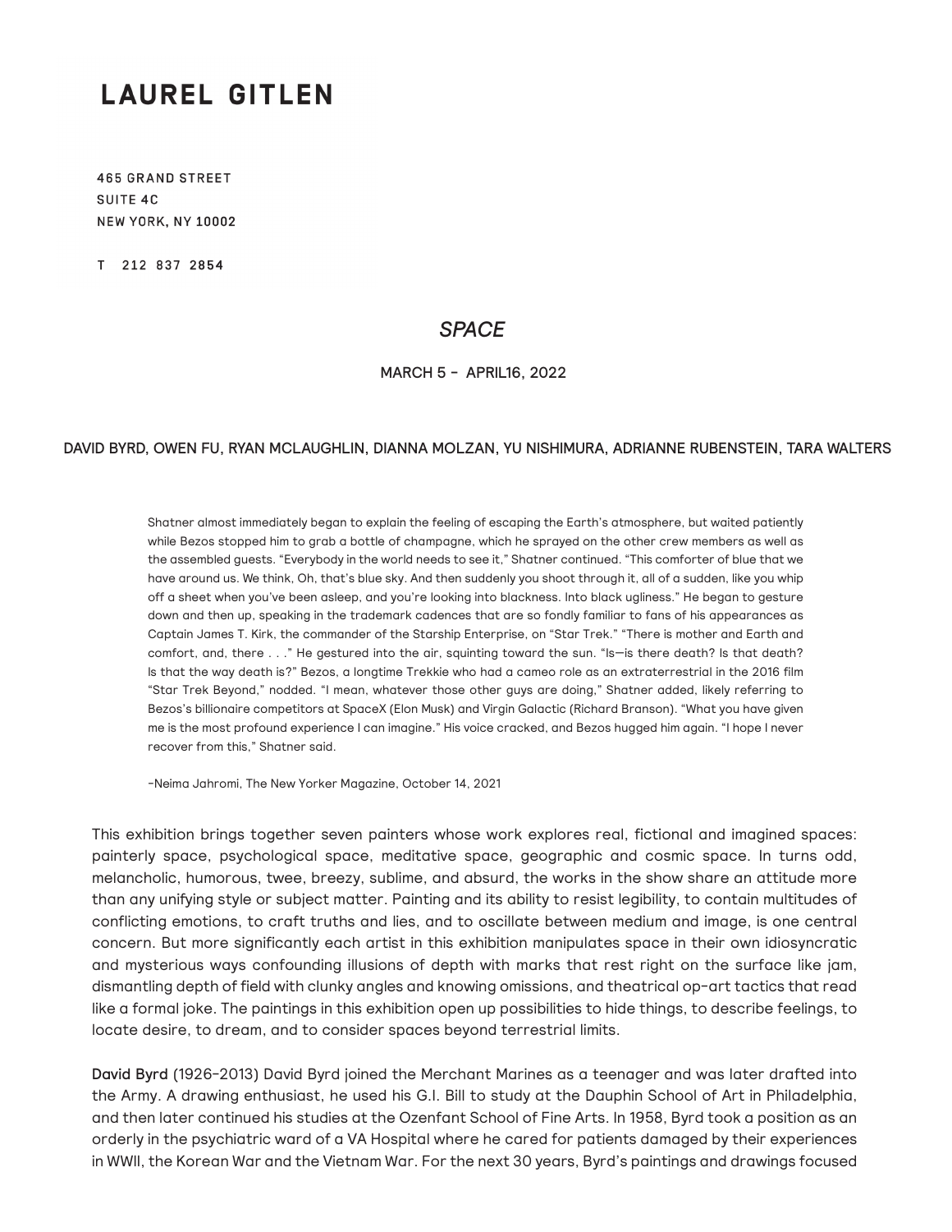# LAUREL GITLEN

465 GRAND STREET
SUITE 4C
NEW YORK, NY 10002

T 212 837 2854

## *SPACE*

MARCH 5 - APRIL16, 2022

DAVID BYRD, OWEN FU, RYAN MCLAUGHLIN, DIANNA MOLZAN, YU NISHIMURA, ADRIANNE RUBENSTEIN, TARA WALTERS

> Shatner almost immediately began to explain the feeling of escaping the Earth's atmosphere, but waited patiently while Bezos stopped him to grab a bottle of champagne, which he sprayed on the other crew members as well as the assembled guests. "Everybody in the world needs to see it," Shatner continued. "This comforter of blue that we have around us. We think, Oh, that's blue sky. And then suddenly you shoot through it, all of a sudden, like you whip off a sheet when you've been asleep, and you're looking into blackness. Into black ugliness." He began to gesture down and then up, speaking in the trademark cadences that are so fondly familiar to fans of his appearances as Captain James T. Kirk, the commander of the Starship Enterprise, on "Star Trek." "There is mother and Earth and comfort, and, there . . ." He gestured into the air, squinting toward the sun. "Is—is there death? Is that death? Is that the way death is?" Bezos, a longtime Trekkie who had a cameo role as an extraterrestrial in the 2016 film "Star Trek Beyond," nodded. "I mean, whatever those other guys are doing," Shatner added, likely referring to Bezos's billionaire competitors at SpaceX (Elon Musk) and Virgin Galactic (Richard Branson). "What you have given me is the most profound experience I can imagine." His voice cracked, and Bezos hugged him again. "I hope I never recover from this," Shatner said.
>
> -Neima Jahromi, The New Yorker Magazine, October 14, 2021

This exhibition brings together seven painters whose work explores real, fictional and imagined spaces: painterly space, psychological space, meditative space, geographic and cosmic space. In turns odd, melancholic, humorous, twee, breezy, sublime, and absurd, the works in the show share an attitude more than any unifying style or subject matter. Painting and its ability to resist legibility, to contain multitudes of conflicting emotions, to craft truths and lies, and to oscillate between medium and image, is one central concern. But more significantly each artist in this exhibition manipulates space in their own idiosyncratic and mysterious ways confounding illusions of depth with marks that rest right on the surface like jam, dismantling depth of field with clunky angles and knowing omissions, and theatrical op-art tactics that read like a formal joke. The paintings in this exhibition open up possibilities to hide things, to describe feelings, to locate desire, to dream, and to consider spaces beyond terrestrial limits.

**David Byrd** (1926-2013) David Byrd joined the Merchant Marines as a teenager and was later drafted into the Army. A drawing enthusiast, he used his G.I. Bill to study at the Dauphin School of Art in Philadelphia, and then later continued his studies at the Ozenfant School of Fine Arts. In 1958, Byrd took a position as an orderly in the psychiatric ward of a VA Hospital where he cared for patients damaged by their experiences in WWII, the Korean War and the Vietnam War. For the next 30 years, Byrd's paintings and drawings focused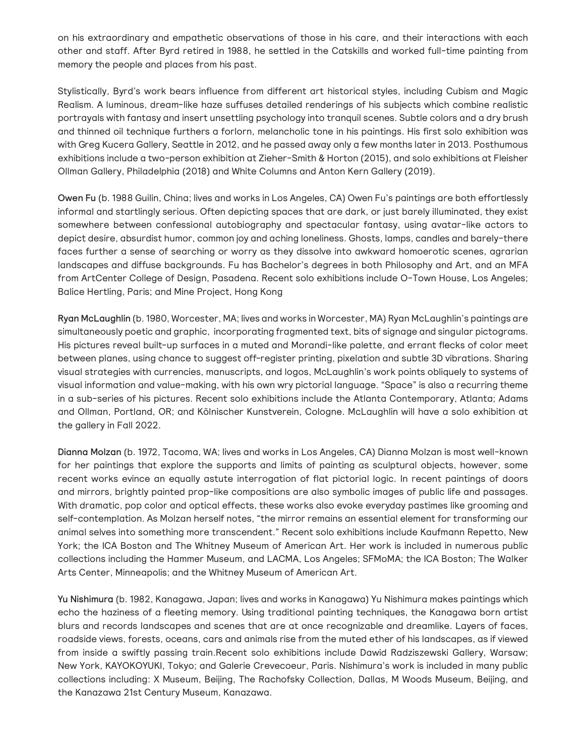on his extraordinary and empathetic observations of those in his care, and their interactions with each other and staff. After Byrd retired in 1988, he settled in the Catskills and worked full-time painting from memory the people and places from his past.

Stylistically, Byrd's work bears influence from different art historical styles, including Cubism and Magic Realism. A luminous, dream-like haze suffuses detailed renderings of his subjects which combine realistic portrayals with fantasy and insert unsettling psychology into tranquil scenes. Subtle colors and a dry brush and thinned oil technique furthers a forlorn, melancholic tone in his paintings. His first solo exhibition was with Greg Kucera Gallery, Seattle in 2012, and he passed away only a few months later in 2013. Posthumous exhibitions include a two-person exhibition at Zieher-Smith & Horton (2015), and solo exhibitions at Fleisher Ollman Gallery, Philadelphia (2018) and White Columns and Anton Kern Gallery (2019).

**Owen Fu** (b. 1988 Guilin, China; lives and works in Los Angeles, CA) Owen Fu's paintings are both effortlessly informal and startlingly serious. Often depicting spaces that are dark, or just barely illuminated, they exist somewhere between confessional autobiography and spectacular fantasy, using avatar-like actors to depict desire, absurdist humor, common joy and aching loneliness. Ghosts, lamps, candles and barely-there faces further a sense of searching or worry as they dissolve into awkward homoerotic scenes, agrarian landscapes and diffuse backgrounds. Fu has Bachelor's degrees in both Philosophy and Art, and an MFA from ArtCenter College of Design, Pasadena. Recent solo exhibitions include O-Town House, Los Angeles; Balice Hertling, Paris; and Mine Project, Hong Kong

**Ryan McLaughlin** (b. 1980, Worcester, MA; lives and works in Worcester, MA) Ryan McLaughlin's paintings are simultaneously poetic and graphic, incorporating fragmented text, bits of signage and singular pictograms. His pictures reveal built-up surfaces in a muted and Morandi-like palette, and errant flecks of color meet between planes, using chance to suggest off-register printing, pixelation and subtle 3D vibrations. Sharing visual strategies with currencies, manuscripts, and logos, McLaughlin's work points obliquely to systems of visual information and value-making, with his own wry pictorial language. "Space" is also a recurring theme in a sub-series of his pictures. Recent solo exhibitions include the Atlanta Contemporary, Atlanta; Adams and Ollman, Portland, OR; and Kölnischer Kunstverein, Cologne. McLaughlin will have a solo exhibition at the gallery in Fall 2022.

**Dianna Molzan** (b. 1972, Tacoma, WA; lives and works in Los Angeles, CA) Dianna Molzan is most well-known for her paintings that explore the supports and limits of painting as sculptural objects, however, some recent works evince an equally astute interrogation of flat pictorial logic. In recent paintings of doors and mirrors, brightly painted prop-like compositions are also symbolic images of public life and passages. With dramatic, pop color and optical effects, these works also evoke everyday pastimes like grooming and self-contemplation. As Molzan herself notes, "the mirror remains an essential element for transforming our animal selves into something more transcendent." Recent solo exhibitions include Kaufmann Repetto, New York; the ICA Boston and The Whitney Museum of American Art. Her work is included in numerous public collections including the Hammer Museum, and LACMA, Los Angeles; SFMoMA; the ICA Boston; The Walker Arts Center, Minneapolis; and the Whitney Museum of American Art.

**Yu Nishimura** (b. 1982, Kanagawa, Japan; lives and works in Kanagawa) Yu Nishimura makes paintings which echo the haziness of a fleeting memory. Using traditional painting techniques, the Kanagawa born artist blurs and records landscapes and scenes that are at once recognizable and dreamlike. Layers of faces, roadside views, forests, oceans, cars and animals rise from the muted ether of his landscapes, as if viewed from inside a swiftly passing train.Recent solo exhibitions include Dawid Radziszewski Gallery, Warsaw; New York, KAYOKOYUKI, Tokyo; and Galerie Crevecoeur, Paris. Nishimura's work is included in many public collections including: X Museum, Beijing, The Rachofsky Collection, Dallas, M Woods Museum, Beijing, and the Kanazawa 21st Century Museum, Kanazawa.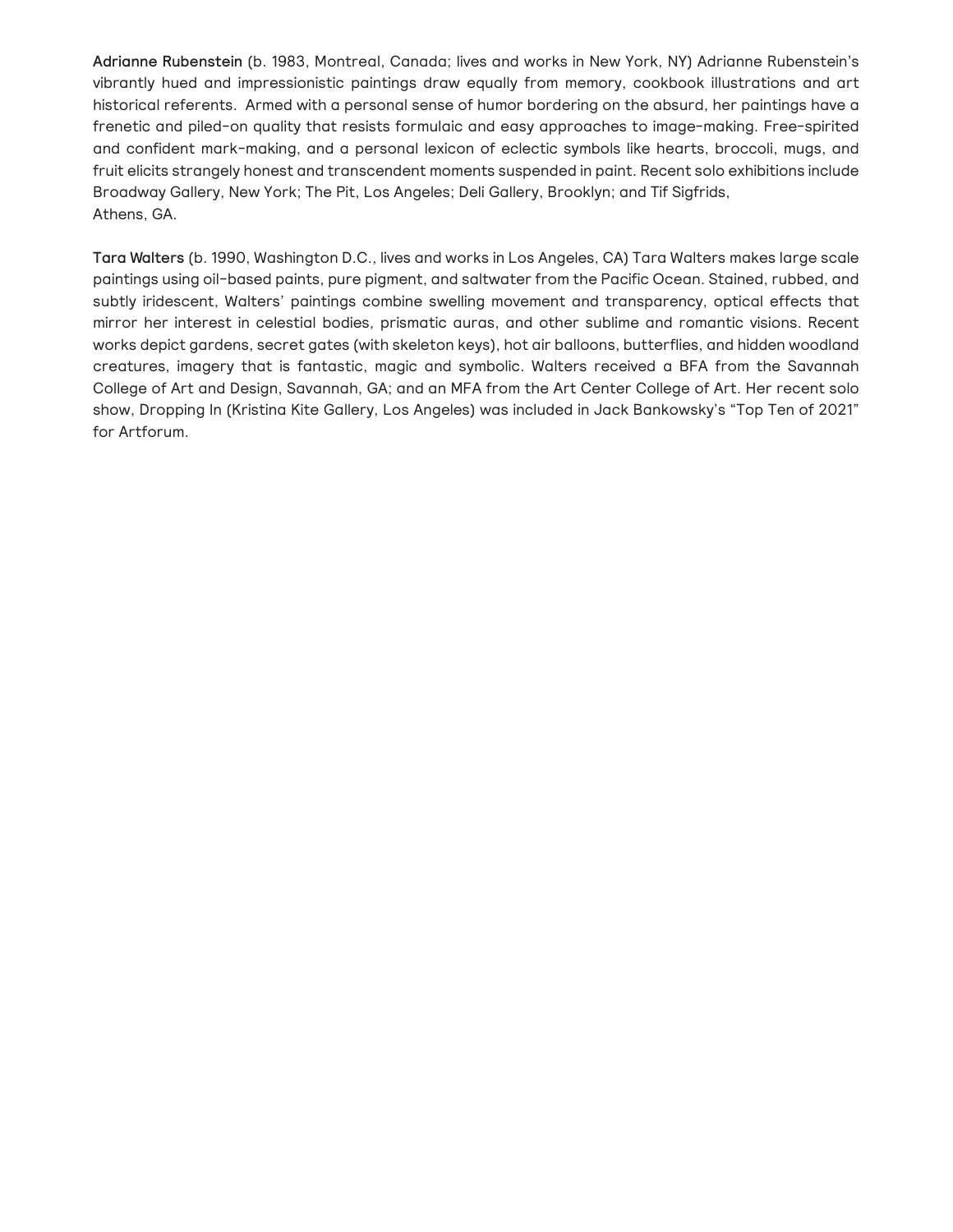**Adrianne Rubenstein** (b. 1983, Montreal, Canada; lives and works in New York, NY) Adrianne Rubenstein's vibrantly hued and impressionistic paintings draw equally from memory, cookbook illustrations and art historical referents. Armed with a personal sense of humor bordering on the absurd, her paintings have a frenetic and piled-on quality that resists formulaic and easy approaches to image-making. Free-spirited and confident mark-making, and a personal lexicon of eclectic symbols like hearts, broccoli, mugs, and fruit elicits strangely honest and transcendent moments suspended in paint. Recent solo exhibitions include Broadway Gallery, New York; The Pit, Los Angeles; Deli Gallery, Brooklyn; and Tif Sigfrids, Athens, GA.

**Tara Walters** (b. 1990, Washington D.C., lives and works in Los Angeles, CA) Tara Walters makes large scale paintings using oil-based paints, pure pigment, and saltwater from the Pacific Ocean. Stained, rubbed, and subtly iridescent, Walters' paintings combine swelling movement and transparency, optical effects that mirror her interest in celestial bodies, prismatic auras, and other sublime and romantic visions. Recent works depict gardens, secret gates (with skeleton keys), hot air balloons, butterflies, and hidden woodland creatures, imagery that is fantastic, magic and symbolic. Walters received a BFA from the Savannah College of Art and Design, Savannah, GA; and an MFA from the Art Center College of Art. Her recent solo show, Dropping In (Kristina Kite Gallery, Los Angeles) was included in Jack Bankowsky's "Top Ten of 2021" for Artforum.